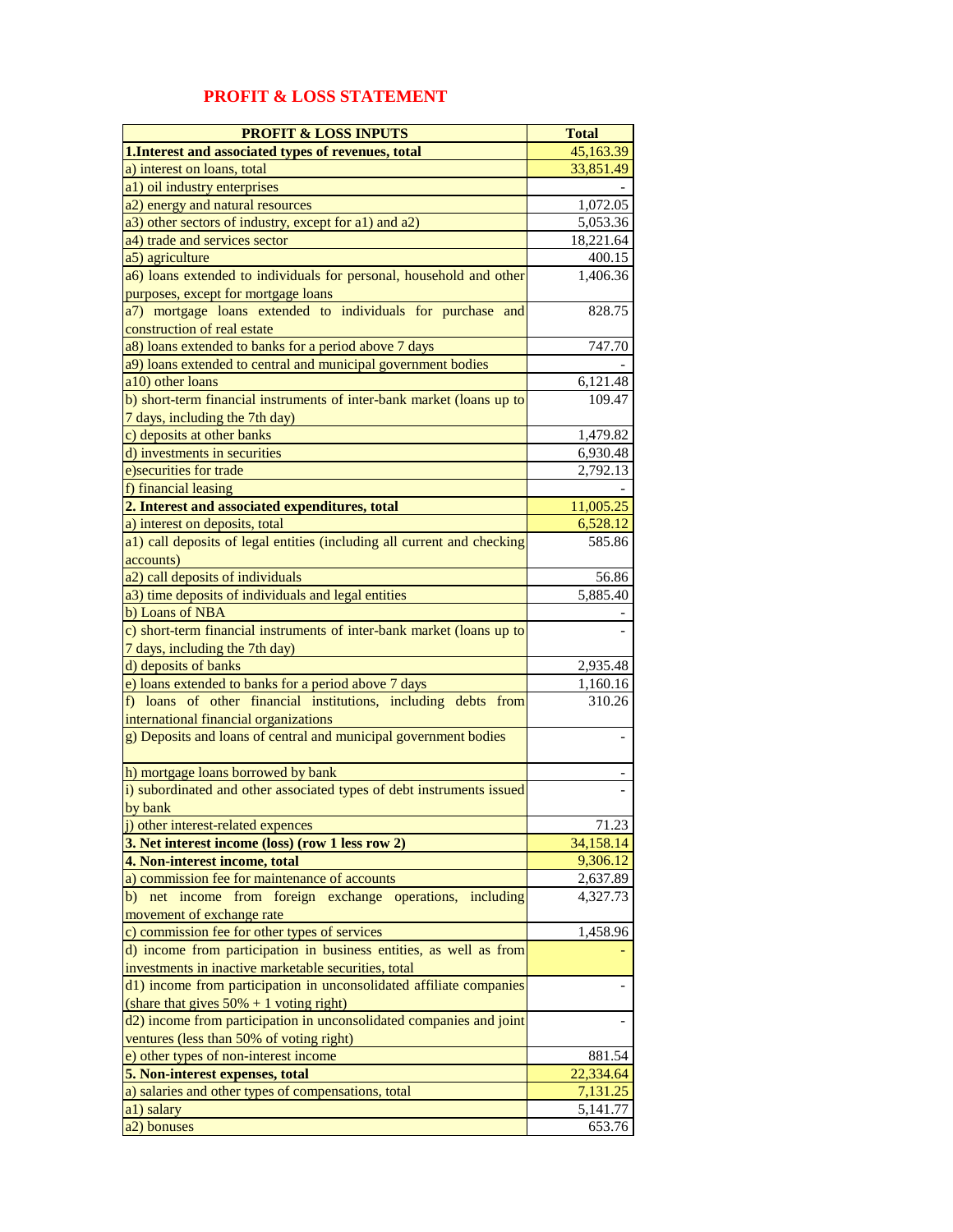## PROFIT & LOSS STATEMENT

| PROFIT & LOSS INPUTS | Total |
|---|---|
| **1.Interest and associated types of revenues, total** | 45,163.39 |
| a) interest on loans, total | 33,851.49 |
| a1) oil industry enterprises | - |
| a2) energy and natural resources | 1,072.05 |
| a3) other sectors of industry, except for a1) and a2) | 5,053.36 |
| a4) trade and services sector | 18,221.64 |
| a5) agriculture | 400.15 |
| a6) loans extended to individuals for personal, household and other purposes, except for mortgage loans | 1,406.36 |
| a7) mortgage loans extended to individuals for purchase and construction of real estate | 828.75 |
| a8) loans extended to banks for a period above 7 days | 747.70 |
| a9) loans extended to central and municipal government bodies | - |
| a10) other loans | 6,121.48 |
| b) short-term financial instruments of inter-bank market (loans up to 7 days, including the 7th day) | 109.47 |
| c) deposits at other banks | 1,479.82 |
| d) investments in securities | 6,930.48 |
| e)securities for trade | 2,792.13 |
| f) financial leasing | - |
| **2. Interest and associated expenditures, total** | 11,005.25 |
| a) interest on deposits, total | 6,528.12 |
| a1) call deposits of legal entities (including all current and checking accounts) | 585.86 |
| a2) call deposits of individuals | 56.86 |
| a3) time deposits of individuals and legal entities | 5,885.40 |
| b) Loans of NBA | - |
| c) short-term financial instruments of inter-bank market (loans up to 7 days, including the 7th day) | - |
| d) deposits of banks | 2,935.48 |
| e) loans extended to banks for a period above 7 days | 1,160.16 |
| f) loans of other financial institutions, including debts from international financial organizations | 310.26 |
| g) Deposits and loans of central and municipal government bodies | - |
| h) mortgage loans borrowed by bank | - |
| i) subordinated and other associated types of debt instruments issued by bank | - |
| j) other interest-related expences | 71.23 |
| **3. Net interest income (loss) (row 1 less row 2)** | 34,158.14 |
| **4. Non-interest income, total** | 9,306.12 |
| a) commission fee for maintenance of accounts | 2,637.89 |
| b) net income from foreign exchange operations, including movement of exchange rate | 4,327.73 |
| c) commission fee for other types of services | 1,458.96 |
| d) income from participation in business entities, as well as from investments in inactive marketable securities, total | - |
| d1) income from participation in unconsolidated affiliate companies (share that gives 50% + 1 voting right) | - |
| d2) income from participation in unconsolidated companies and joint ventures (less than 50% of voting right) | - |
| e) other types of non-interest income | 881.54 |
| **5. Non-interest expenses, total** | 22,334.64 |
| a) salaries and other types of compensations, total | 7,131.25 |
| a1) salary | 5,141.77 |
| a2) bonuses | 653.76 |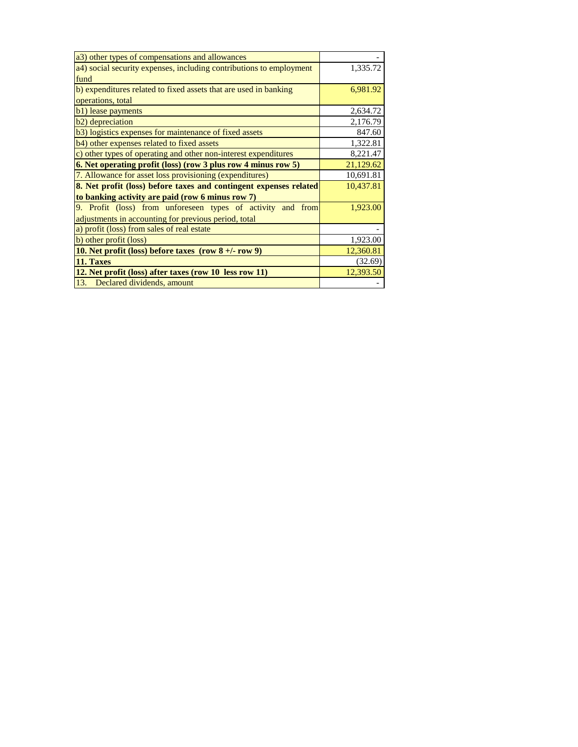| | |
|---|---|
| a3) other types of compensations and allowances | - |
| a4) social security expenses, including contributions to employment fund | 1,335.72 |
| b) expenditures related to fixed assets that are used in banking operations, total | 6,981.92 |
| b1) lease payments | 2,634.72 |
| b2) depreciation | 2,176.79 |
| b3) logistics expenses for maintenance of fixed assets | 847.60 |
| b4) other expenses related to fixed assets | 1,322.81 |
| c) other types of operating and other non-interest expenditures | 8,221.47 |
| **6. Net operating profit (loss) (row 3 plus row 4 minus row 5)** | 21,129.62 |
| 7. Allowance for asset loss provisioning (expenditures) | 10,691.81 |
| **8. Net profit (loss) before taxes and contingent expenses related to banking activity are paid (row 6 minus row 7)** | 10,437.81 |
| 9. Profit (loss) from unforeseen types of activity and from adjustments in accounting for previous period, total | 1,923.00 |
| a) profit (loss) from sales of real estate | - |
| b) other profit (loss) | 1,923.00 |
| **10. Net profit (loss) before taxes (row 8 +/- row 9)** | 12,360.81 |
| **11. Taxes** | (32.69) |
| **12. Net profit (loss) after taxes (row 10 less row 11)** | 12,393.50 |
| 13. Declared dividends, amount | - |